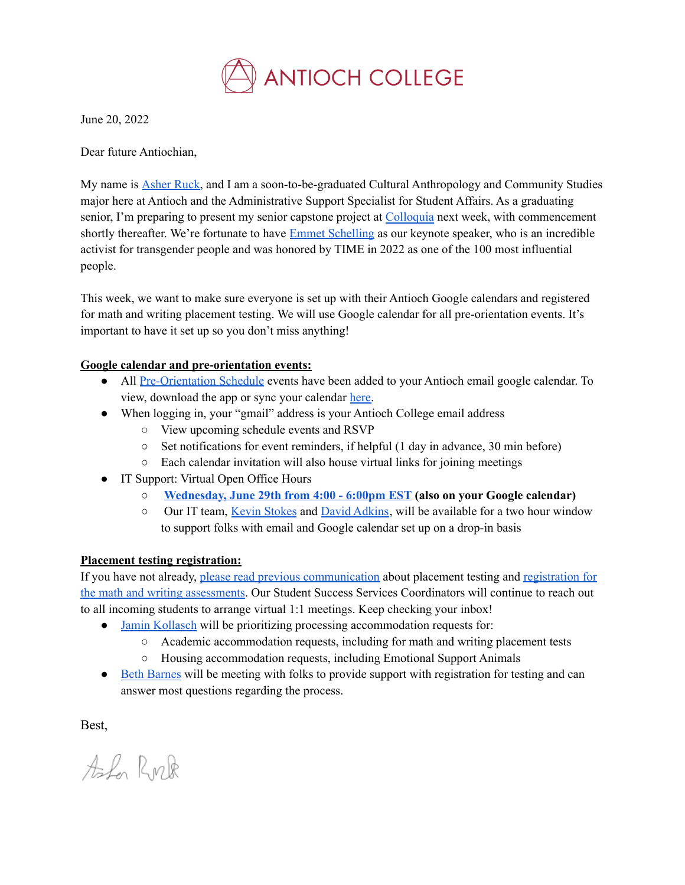# ANTIOCH COLLEGE

June 20, 2022

Dear future Antiochian,

My name is Asher Ruck, and I am a soon-to-be-graduated Cultural Anthropology and Community Studies major here at Antioch and the Administrative Support Specialist for Student Affairs. As a graduating senior, I'm preparing to present my senior capstone project at Colloquia next week, with commencement shortly thereafter. We're fortunate to have Emmet Schelling as our keynote speaker, who is an incredible activist for transgender people and was honored by TIME in 2022 as one of the 100 most influential people.

This week, we want to make sure everyone is set up with their Antioch Google calendars and registered for math and writing placement testing. We will use Google calendar for all pre-orientation events. It's important to have it set up so you don't miss anything!

**Google calendar and pre-orientation events:**

- All Pre-Orientation Schedule events have been added to your Antioch email google calendar. To view, download the app or sync your calendar here.
- When logging in, your "gmail" address is your Antioch College email address
  - View upcoming schedule events and RSVP
  - Set notifications for event reminders, if helpful (1 day in advance, 30 min before)
  - Each calendar invitation will also house virtual links for joining meetings
- IT Support: Virtual Open Office Hours
  - **Wednesday, June 29th from 4:00 - 6:00pm EST (also on your Google calendar)**
  - Our IT team, Kevin Stokes and David Adkins, will be available for a two hour window to support folks with email and Google calendar set up on a drop-in basis

**Placement testing registration:**

If you have not already, please read previous communication about placement testing and registration for the math and writing assessments. Our Student Success Services Coordinators will continue to reach out to all incoming students to arrange virtual 1:1 meetings. Keep checking your inbox!

- Jamin Kollasch will be prioritizing processing accommodation requests for:
  - Academic accommodation requests, including for math and writing placement tests
  - Housing accommodation requests, including Emotional Support Animals
- Beth Barnes will be meeting with folks to provide support with registration for testing and can answer most questions regarding the process.

Best,

Asher Ruck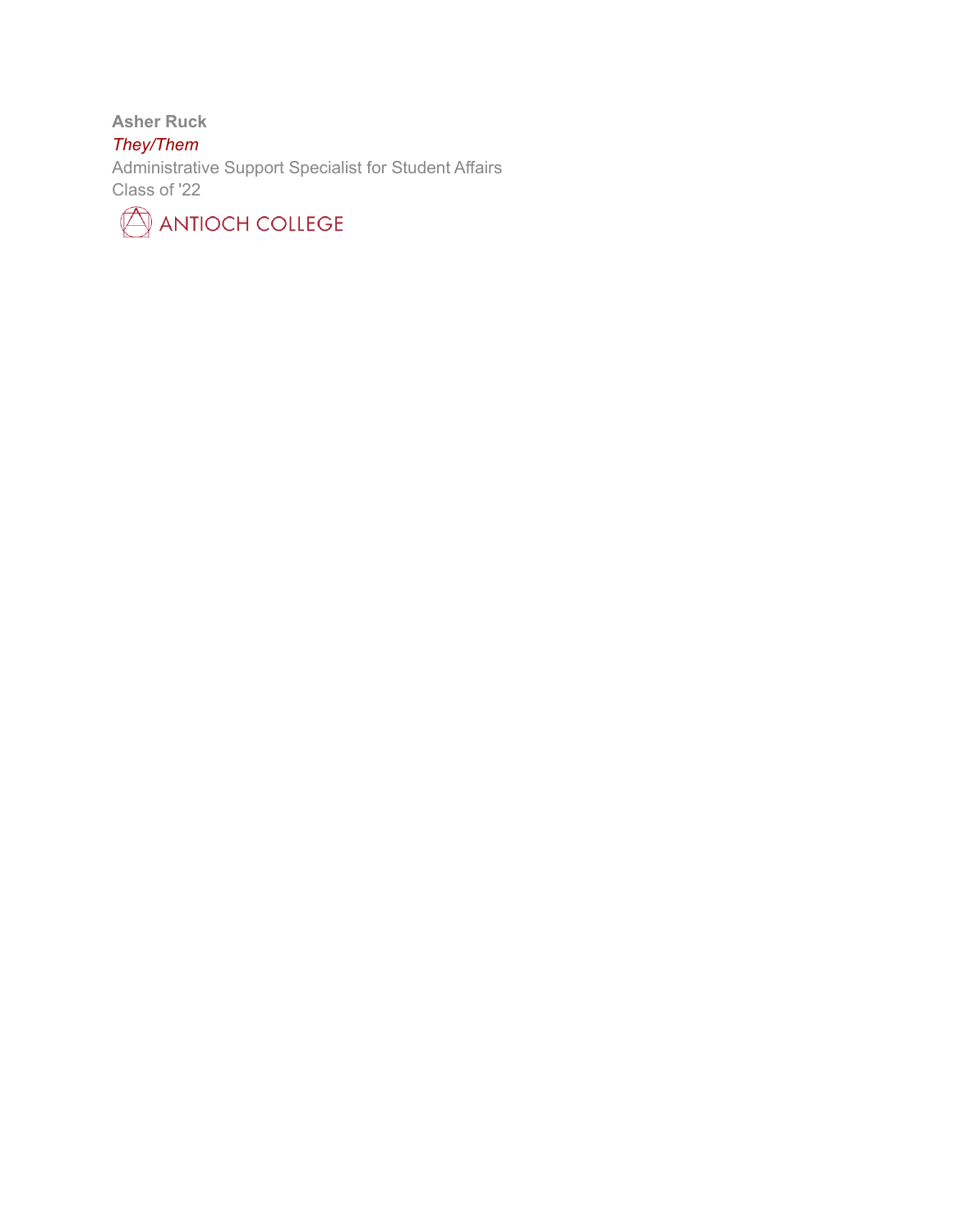**Asher Ruck**

*They/Them*

Administrative Support Specialist for Student Affairs

Class of '22

ANTIOCH COLLEGE